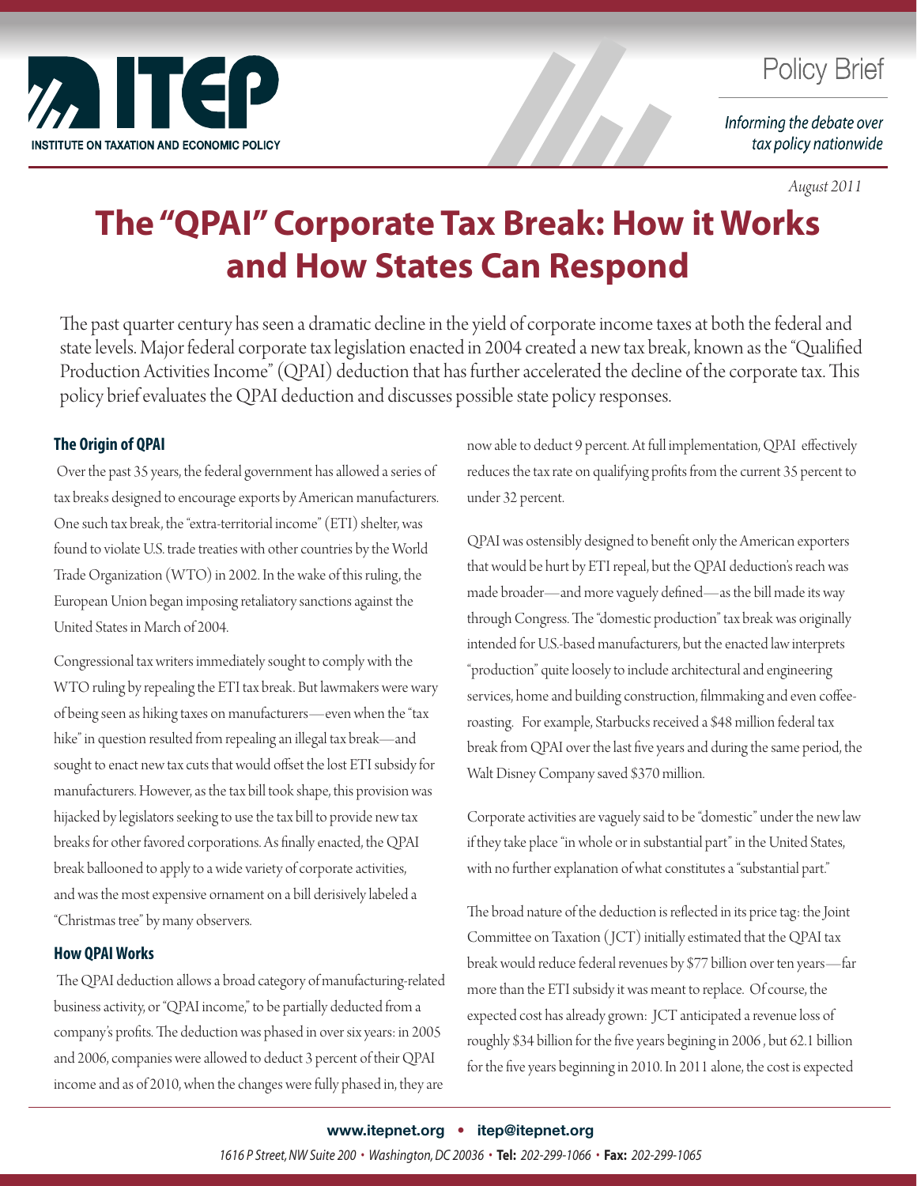Policy Brief

*Informing the debate over tax policy nationwide*

*August 2011*

# The "QPAI" Corporate Tax Break: How it Works and How States Can Respond

The past quarter century has seen a dramatic decline in the yield of corporate income taxes at both the federal and state levels. Major federal corporate tax legislation enacted in 2004 created a new tax break, known as the "Qualified Production Activities Income" (QPAI) deduction that has further accelerated the decline of the corporate tax. This policy brief evaluates the QPAI deduction and discusses possible state policy responses.

## The Origin of QPAI

Over the past 35 years, the federal government has allowed a series of tax breaks designed to encourage exports by American manufacturers. One such tax break, the "extra-territorial income" (ETI) shelter, was found to violate U.S. trade treaties with other countries by the World Trade Organization (WTO) in 2002. In the wake of this ruling, the European Union began imposing retaliatory sanctions against the United States in March of 2004.

Congressional tax writers immediately sought to comply with the WTO ruling by repealing the ETI tax break. But lawmakers were wary of being seen as hiking taxes on manufacturers—even when the "tax hike" in question resulted from repealing an illegal tax break—and sought to enact new tax cuts that would offset the lost ETI subsidy for manufacturers. However, as the tax bill took shape, this provision was hijacked by legislators seeking to use the tax bill to provide new tax breaks for other favored corporations. As finally enacted, the QPAI break ballooned to apply to a wide variety of corporate activities, and was the most expensive ornament on a bill derisively labeled a "Christmas tree" by many observers.

## How QPAI Works

The QPAI deduction allows a broad category of manufacturing-related business activity, or "QPAI income," to be partially deducted from a company's profits. The deduction was phased in over six years: in 2005 and 2006, companies were allowed to deduct 3 percent of their QPAI income and as of 2010, when the changes were fully phased in, they are now able to deduct 9 percent. At full implementation, QPAI effectively reduces the tax rate on qualifying profits from the current 35 percent to under 32 percent.

QPAI was ostensibly designed to benefit only the American exporters that would be hurt by ETI repeal, but the QPAI deduction's reach was made broader—and more vaguely defined—as the bill made its way through Congress. The "domestic production" tax break was originally intended for U.S.-based manufacturers, but the enacted law interprets "production" quite loosely to include architectural and engineering services, home and building construction, filmmaking and even coffee-roasting. For example, Starbucks received a $48 million federal tax break from QPAI over the last five years and during the same period, the Walt Disney Company saved $370 million.

Corporate activities are vaguely said to be "domestic" under the new law if they take place "in whole or in substantial part" in the United States, with no further explanation of what constitutes a "substantial part."

The broad nature of the deduction is reflected in its price tag: the Joint Committee on Taxation (JCT) initially estimated that the QPAI tax break would reduce federal revenues by $77 billion over ten years—far more than the ETI subsidy it was meant to replace. Of course, the expected cost has already grown: JCT anticipated a revenue loss of roughly $34 billion for the five years begining in 2006 , but 62.1 billion for the five years beginning in 2010. In 2011 alone, the cost is expected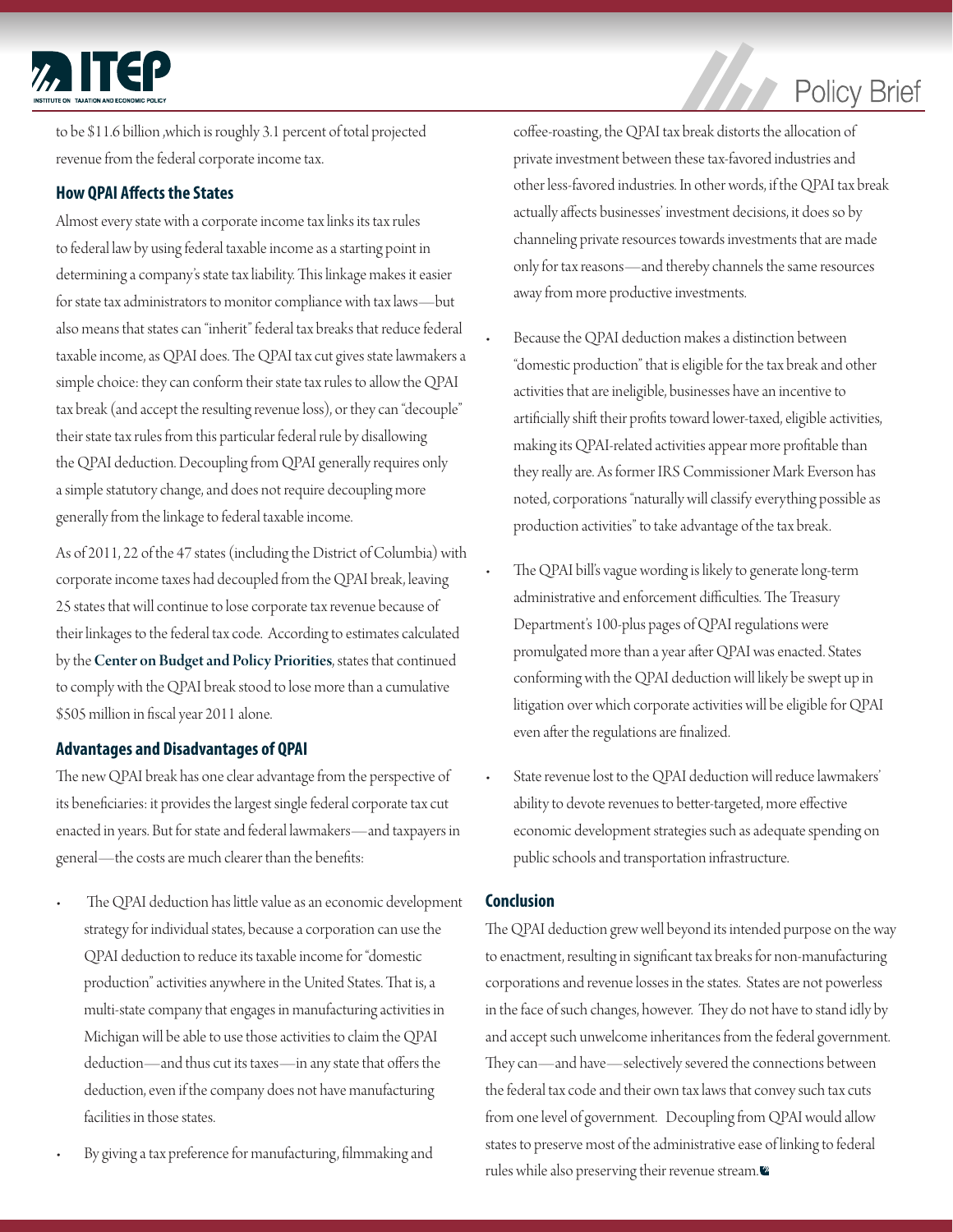to be $11.6 billion ,which is roughly 3.1 percent of total projected revenue from the federal corporate income tax.

### How QPAI Affects the States

Almost every state with a corporate income tax links its tax rules to federal law by using federal taxable income as a starting point in determining a company's state tax liability. This linkage makes it easier for state tax administrators to monitor compliance with tax laws—but also means that states can "inherit" federal tax breaks that reduce federal taxable income, as QPAI does. The QPAI tax cut gives state lawmakers a simple choice: they can conform their state tax rules to allow the QPAI tax break (and accept the resulting revenue loss), or they can "decouple" their state tax rules from this particular federal rule by disallowing the QPAI deduction. Decoupling from QPAI generally requires only a simple statutory change, and does not require decoupling more generally from the linkage to federal taxable income.

As of 2011, 22 of the 47 states (including the District of Columbia) with corporate income taxes had decoupled from the QPAI break, leaving 25 states that will continue to lose corporate tax revenue because of their linkages to the federal tax code. According to estimates calculated by the **Center on Budget and Policy Priorities**, states that continued to comply with the QPAI break stood to lose more than a cumulative $505 million in fiscal year 2011 alone.

### Advantages and Disadvantages of QPAI

The new QPAI break has one clear advantage from the perspective of its beneficiaries: it provides the largest single federal corporate tax cut enacted in years. But for state and federal lawmakers—and taxpayers in general—the costs are much clearer than the benefits:

- The QPAI deduction has little value as an economic development strategy for individual states, because a corporation can use the QPAI deduction to reduce its taxable income for "domestic production" activities anywhere in the United States. That is, a multi-state company that engages in manufacturing activities in Michigan will be able to use those activities to claim the QPAI deduction—and thus cut its taxes—in any state that offers the deduction, even if the company does not have manufacturing facilities in those states.
- By giving a tax preference for manufacturing, filmmaking and coffee-roasting, the QPAI tax break distorts the allocation of private investment between these tax-favored industries and other less-favored industries. In other words, if the QPAI tax break actually affects businesses' investment decisions, it does so by channeling private resources towards investments that are made only for tax reasons—and thereby channels the same resources away from more productive investments.
- Because the QPAI deduction makes a distinction between "domestic production" that is eligible for the tax break and other activities that are ineligible, businesses have an incentive to artificially shift their profits toward lower-taxed, eligible activities, making its QPAI-related activities appear more profitable than they really are. As former IRS Commissioner Mark Everson has noted, corporations "naturally will classify everything possible as production activities" to take advantage of the tax break.
- The QPAI bill's vague wording is likely to generate long-term administrative and enforcement difficulties. The Treasury Department's 100-plus pages of QPAI regulations were promulgated more than a year after QPAI was enacted. States conforming with the QPAI deduction will likely be swept up in litigation over which corporate activities will be eligible for QPAI even after the regulations are finalized.
- State revenue lost to the QPAI deduction will reduce lawmakers' ability to devote revenues to better-targeted, more effective economic development strategies such as adequate spending on public schools and transportation infrastructure.

### Conclusion

The QPAI deduction grew well beyond its intended purpose on the way to enactment, resulting in significant tax breaks for non-manufacturing corporations and revenue losses in the states. States are not powerless in the face of such changes, however. They do not have to stand idly by and accept such unwelcome inheritances from the federal government. They can—and have—selectively severed the connections between the federal tax code and their own tax laws that convey such tax cuts from one level of government. Decoupling from QPAI would allow states to preserve most of the administrative ease of linking to federal rules while also preserving their revenue stream.